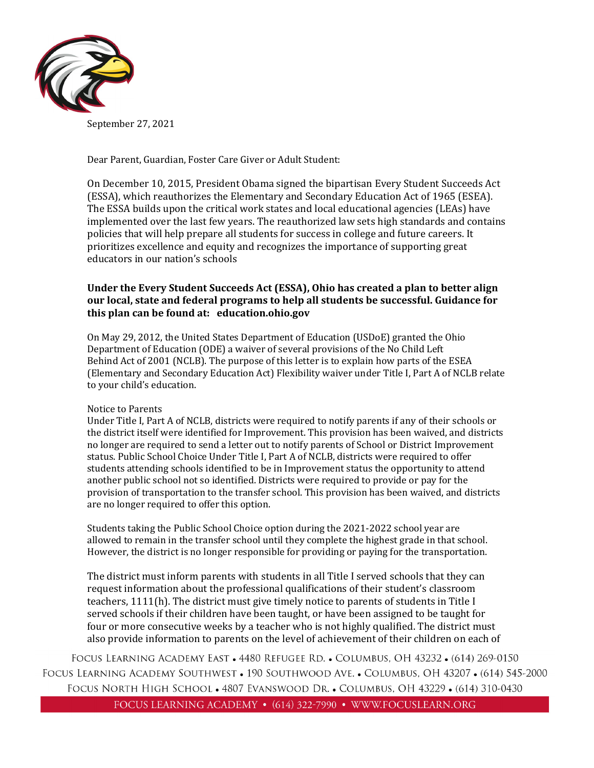September 27, 2021

Dear Parent, Guardian, Foster Care Giver or Adult Student:

On December 10, 2015, President Obama signed the bipartisan Every Student Succeeds Act (ESSA), which reauthorizes the Elementary and Secondary Education Act of 1965 (ESEA). The ESSA builds upon the critical work states and local educational agencies (LEAs) have implemented over the last few years. The reauthorized law sets high standards and contains policies that will help prepare all students for success in college and future careers. It prioritizes excellence and equity and recognizes the importance of supporting great educators in our nation's schools

**Under the Every Student Succeeds Act (ESSA), Ohio has created a plan to better align our local, state and federal programs to help all students be successful. Guidance for this plan can be found at: education.ohio.gov**

On May 29, 2012, the United States Department of Education (USDoE) granted the Ohio Department of Education (ODE) a waiver of several provisions of the No Child Left Behind Act of 2001 (NCLB). The purpose of this letter is to explain how parts of the ESEA (Elementary and Secondary Education Act) Flexibility waiver under Title I, Part A of NCLB relate to your child's education.

Notice to Parents

Under Title I, Part A of NCLB, districts were required to notify parents if any of their schools or the district itself were identified for Improvement. This provision has been waived, and districts no longer are required to send a letter out to notify parents of School or District Improvement status. Public School Choice Under Title I, Part A of NCLB, districts were required to offer students attending schools identified to be in Improvement status the opportunity to attend another public school not so identified. Districts were required to provide or pay for the provision of transportation to the transfer school. This provision has been waived, and districts are no longer required to offer this option.

Students taking the Public School Choice option during the 2021-2022 school year are allowed to remain in the transfer school until they complete the highest grade in that school. However, the district is no longer responsible for providing or paying for the transportation.

The district must inform parents with students in all Title I served schools that they can request information about the professional qualifications of their student's classroom teachers, 1111(h). The district must give timely notice to parents of students in Title I served schools if their children have been taught, or have been assigned to be taught for four or more consecutive weeks by a teacher who is not highly qualified. The district must also provide information to parents on the level of achievement of their children on each of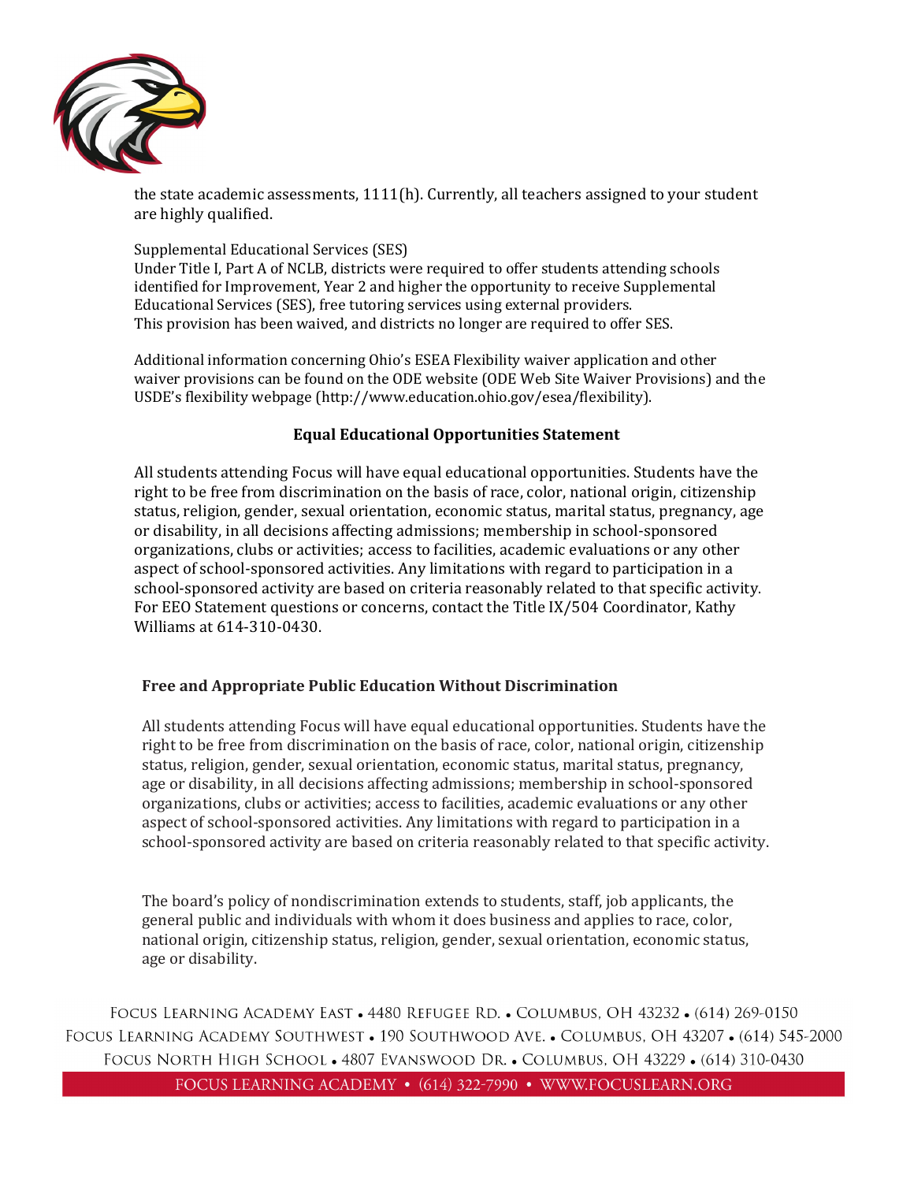the state academic assessments, 1111(h). Currently, all teachers assigned to your student are highly qualified.

Supplemental Educational Services (SES)
Under Title I, Part A of NCLB, districts were required to offer students attending schools identified for Improvement, Year 2 and higher the opportunity to receive Supplemental Educational Services (SES), free tutoring services using external providers.
This provision has been waived, and districts no longer are required to offer SES.

Additional information concerning Ohio's ESEA Flexibility waiver application and other waiver provisions can be found on the ODE website (ODE Web Site Waiver Provisions) and the USDE's flexibility webpage (http://www.education.ohio.gov/esea/flexibility).

## Equal Educational Opportunities Statement

All students attending Focus will have equal educational opportunities. Students have the right to be free from discrimination on the basis of race, color, national origin, citizenship status, religion, gender, sexual orientation, economic status, marital status, pregnancy, age or disability, in all decisions affecting admissions; membership in school-sponsored organizations, clubs or activities; access to facilities, academic evaluations or any other aspect of school-sponsored activities. Any limitations with regard to participation in a school-sponsored activity are based on criteria reasonably related to that specific activity. For EEO Statement questions or concerns, contact the Title IX/504 Coordinator, Kathy Williams at 614-310-0430.

## Free and Appropriate Public Education Without Discrimination

All students attending Focus will have equal educational opportunities. Students have the right to be free from discrimination on the basis of race, color, national origin, citizenship status, religion, gender, sexual orientation, economic status, marital status, pregnancy, age or disability, in all decisions affecting admissions; membership in school-sponsored organizations, clubs or activities; access to facilities, academic evaluations or any other aspect of school-sponsored activities. Any limitations with regard to participation in a school-sponsored activity are based on criteria reasonably related to that specific activity.

The board's policy of nondiscrimination extends to students, staff, job applicants, the general public and individuals with whom it does business and applies to race, color, national origin, citizenship status, religion, gender, sexual orientation, economic status, age or disability.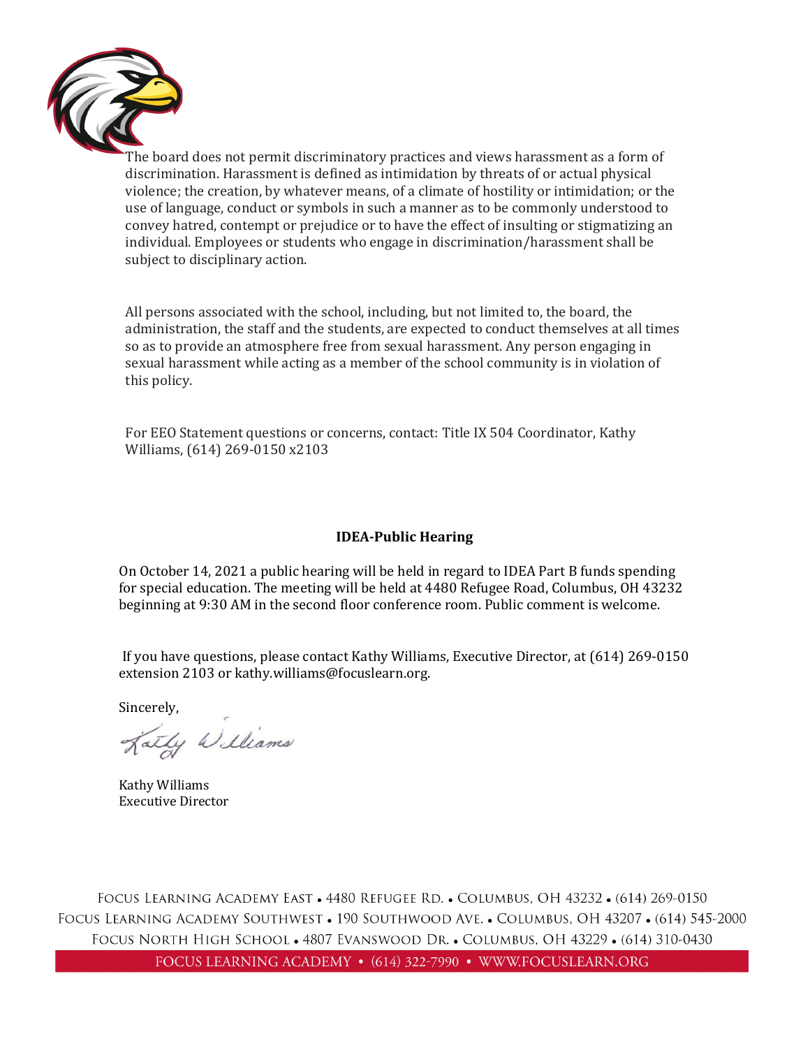The board does not permit discriminatory practices and views harassment as a form of discrimination. Harassment is defined as intimidation by threats of or actual physical violence; the creation, by whatever means, of a climate of hostility or intimidation; or the use of language, conduct or symbols in such a manner as to be commonly understood to convey hatred, contempt or prejudice or to have the effect of insulting or stigmatizing an individual. Employees or students who engage in discrimination/harassment shall be subject to disciplinary action.

All persons associated with the school, including, but not limited to, the board, the administration, the staff and the students, are expected to conduct themselves at all times so as to provide an atmosphere free from sexual harassment. Any person engaging in sexual harassment while acting as a member of the school community is in violation of this policy.

For EEO Statement questions or concerns, contact: Title IX 504 Coordinator, Kathy Williams, (614) 269-0150 x2103

**IDEA-Public Hearing**

On October 14, 2021 a public hearing will be held in regard to IDEA Part B funds spending for special education. The meeting will be held at 4480 Refugee Road, Columbus, OH 43232 beginning at 9:30 AM in the second floor conference room. Public comment is welcome.

If you have questions, please contact Kathy Williams, Executive Director, at (614) 269-0150 extension 2103 or kathy.williams@focuslearn.org.

Sincerely,

Kathy Williams

Kathy Williams
Executive Director

FOCUS LEARNING ACADEMY EAST • 4480 REFUGEE RD. • COLUMBUS, OH 43232 • (614) 269-0150
FOCUS LEARNING ACADEMY SOUTHWEST • 190 SOUTHWOOD AVE. • COLUMBUS, OH 43207 • (614) 545-2000
FOCUS NORTH HIGH SCHOOL • 4807 EVANSWOOD DR. • COLUMBUS, OH 43229 • (614) 310-0430
FOCUS LEARNING ACADEMY • (614) 322-7990 • WWW.FOCUSLEARN.ORG